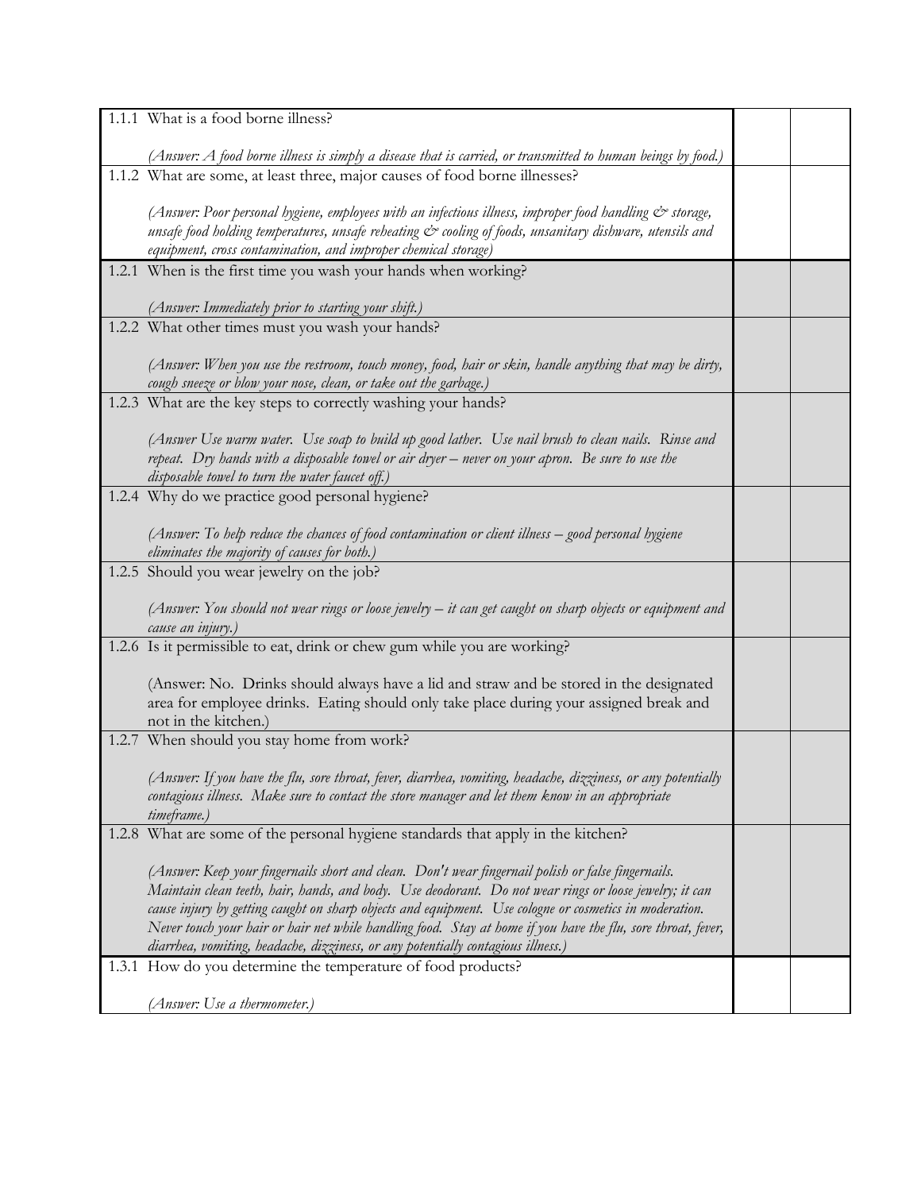| | | | |
|---|---|---|---|
| 1.1.1 | What is a food borne illness?<br><br>*(Answer: A food borne illness is simply a disease that is carried, or transmitted to human beings by food.)* | | |
| 1.1.2 | What are some, at least three, major causes of food borne illnesses?<br><br>*(Answer: Poor personal hygiene, employees with an infectious illness, improper food handling & storage, unsafe food holding temperatures, unsafe reheating & cooling of foods, unsanitary dishware, utensils and equipment, cross contamination, and improper chemical storage)* | | |
| 1.2.1 | When is the first time you wash your hands when working?<br><br>*(Answer: Immediately prior to starting your shift.)* | | |
| 1.2.2 | What other times must you wash your hands?<br><br>*(Answer: When you use the restroom, touch money, food, hair or skin, handle anything that may be dirty, cough sneeze or blow your nose, clean, or take out the garbage.)* | | |
| 1.2.3 | What are the key steps to correctly washing your hands?<br><br>*(Answer Use warm water. Use soap to build up good lather. Use nail brush to clean nails. Rinse and repeat. Dry hands with a disposable towel or air dryer – never on your apron. Be sure to use the disposable towel to turn the water faucet off.)* | | |
| 1.2.4 | Why do we practice good personal hygiene?<br><br>*(Answer: To help reduce the chances of food contamination or client illness – good personal hygiene eliminates the majority of causes for both.)* | | |
| 1.2.5 | Should you wear jewelry on the job?<br><br>*(Answer: You should not wear rings or loose jewelry – it can get caught on sharp objects or equipment and cause an injury.)* | | |
| 1.2.6 | Is it permissible to eat, drink or chew gum while you are working?<br><br>(Answer: No. Drinks should always have a lid and straw and be stored in the designated area for employee drinks. Eating should only take place during your assigned break and not in the kitchen.) | | |
| 1.2.7 | When should you stay home from work?<br><br>*(Answer: If you have the flu, sore throat, fever, diarrhea, vomiting, headache, dizziness, or any potentially contagious illness. Make sure to contact the store manager and let them know in an appropriate timeframe.)* | | |
| 1.2.8 | What are some of the personal hygiene standards that apply in the kitchen?<br><br>*(Answer: Keep your fingernails short and clean. Don't wear fingernail polish or false fingernails. Maintain clean teeth, hair, hands, and body. Use deodorant. Do not wear rings or loose jewelry; it can cause injury by getting caught on sharp objects and equipment. Use cologne or cosmetics in moderation. Never touch your hair or hair net while handling food. Stay at home if you have the flu, sore throat, fever, diarrhea, vomiting, headache, dizziness, or any potentially contagious illness.)* | | |
| 1.3.1 | How do you determine the temperature of food products?<br><br>*(Answer: Use a thermometer.)* | | |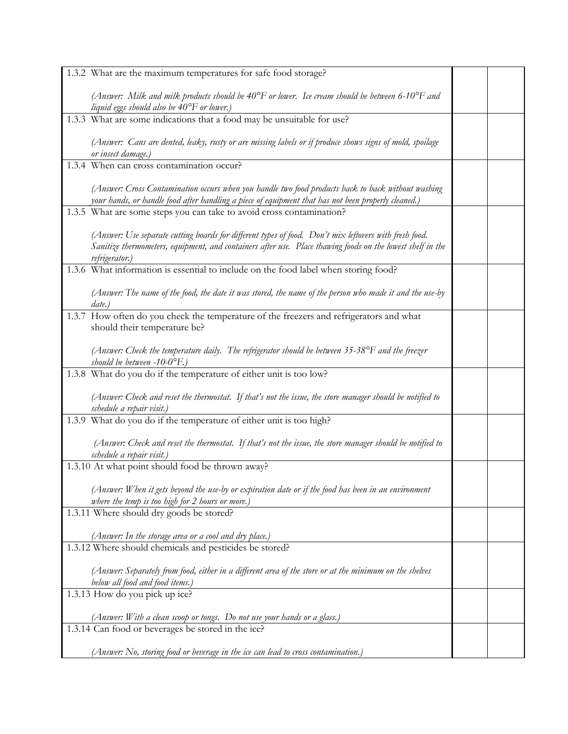| | | |
|---|---|---|
| 1.3.2 What are the maximum temperatures for safe food storage?<br><br>*(Answer: Milk and milk products should be 40°F or lower. Ice cream should be between 6-10°F and liquid eggs should also be 40°F or lower.)* | | |
| 1.3.3 What are some indications that a food may be unsuitable for use?<br><br>*(Answer: Cans are dented, leaky, rusty or are missing labels or if produce shows signs of mold, spoilage or insect damage.)* | | |
| 1.3.4 When can cross contamination occur?<br><br>*(Answer: Cross Contamination occurs when you handle two food products back to back without washing your hands, or handle food after handling a piece of equipment that has not been properly cleaned.)* | | |
| 1.3.5 What are some steps you can take to avoid cross contamination?<br><br>*(Answer: Use separate cutting boards for different types of food. Don't mix leftovers with fresh food. Sanitize thermometers, equipment, and containers after use. Place thawing foods on the lowest shelf in the refrigerator.)* | | |
| 1.3.6 What information is essential to include on the food label when storing food?<br><br>*(Answer: The name of the food, the date it was stored, the name of the person who made it and the use-by date.)* | | |
| 1.3.7 How often do you check the temperature of the freezers and refrigerators and what should their temperature be?<br><br>*(Answer: Check the temperature daily. The refrigerator should be between 35-38°F and the freezer should be between -10-0°F.)* | | |
| 1.3.8 What do you do if the temperature of either unit is too low?<br><br>*(Answer: Check and reset the thermostat. If that's not the issue, the store manager should be notified to schedule a repair visit.)* | | |
| 1.3.9 What do you do if the temperature of either unit is too high?<br><br>*(Answer: Check and reset the thermostat. If that's not the issue, the store manager should be notified to schedule a repair visit.)* | | |
| 1.3.10 At what point should food be thrown away?<br><br>*(Answer: When it gets beyond the use-by or expiration date or if the food has been in an environment where the temp is too high for 2 hours or more.)* | | |
| 1.3.11 Where should dry goods be stored?<br><br>*(Answer: In the storage area or a cool and dry place.)* | | |
| 1.3.12 Where should chemicals and pesticides be stored?<br><br>*(Answer: Separately from food, either in a different area of the store or at the minimum on the shelves below all food and food items.)* | | |
| 1.3.13 How do you pick up ice?<br><br>*(Answer: With a clean scoop or tongs. Do not use your hands or a glass.)* | | |
| 1.3.14 Can food or beverages be stored in the ice?<br><br>*(Answer: No, storing food or beverage in the ice can lead to cross contamination.)* | | |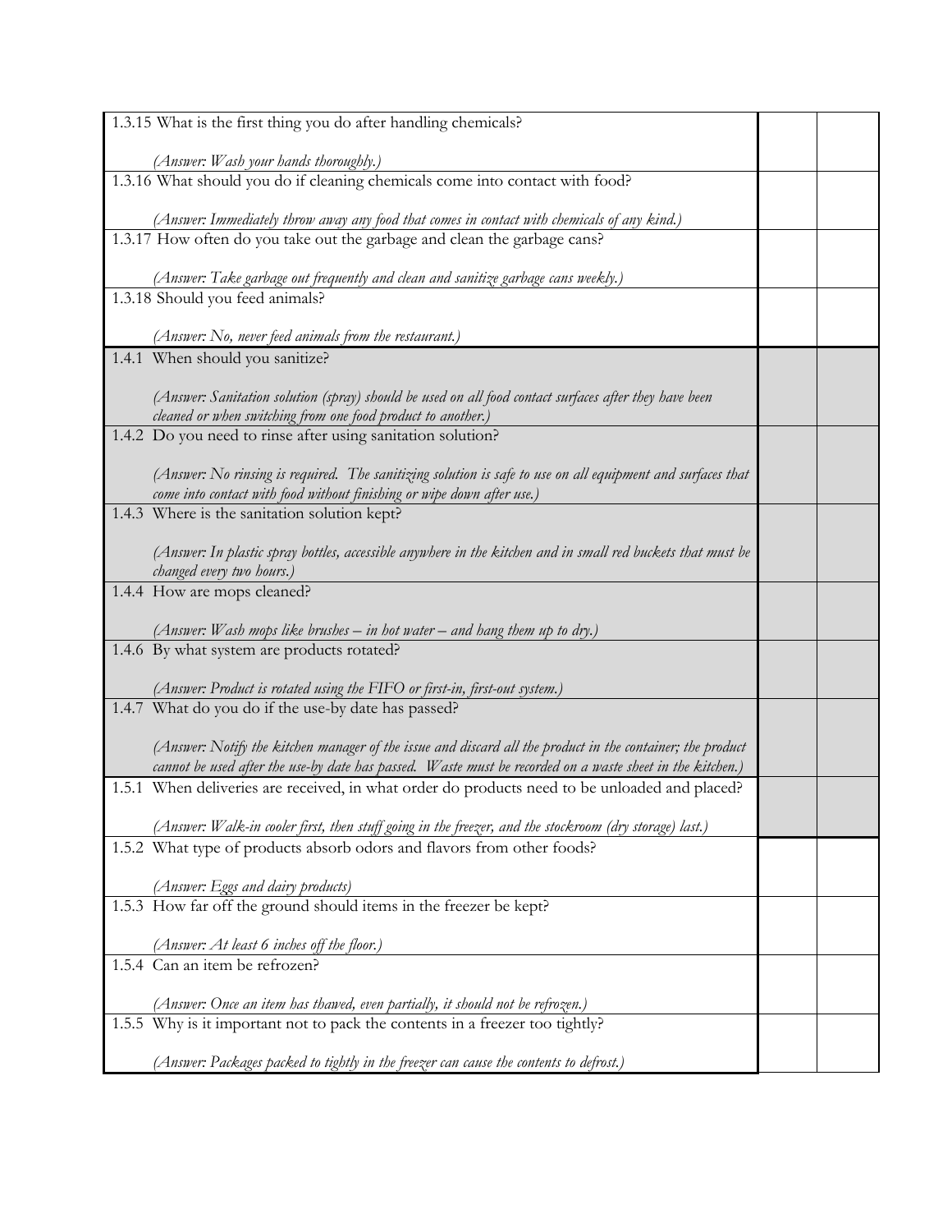| | | |
|---|---|---|
| 1.3.15 What is the first thing you do after handling chemicals?<br><br>*(Answer: Wash your hands thoroughly.)* | | |
| 1.3.16 What should you do if cleaning chemicals come into contact with food?<br><br>*(Answer: Immediately throw away any food that comes in contact with chemicals of any kind.)* | | |
| 1.3.17 How often do you take out the garbage and clean the garbage cans?<br><br>*(Answer: Take garbage out frequently and clean and sanitize garbage cans weekly.)* | | |
| 1.3.18 Should you feed animals?<br><br>*(Answer: No, never feed animals from the restaurant.)* | | |
| 1.4.1 When should you sanitize?<br><br>*(Answer: Sanitation solution (spray) should be used on all food contact surfaces after they have been cleaned or when switching from one food product to another.)* | | |
| 1.4.2 Do you need to rinse after using sanitation solution?<br><br>*(Answer: No rinsing is required. The sanitizing solution is safe to use on all equipment and surfaces that come into contact with food without finishing or wipe down after use.)* | | |
| 1.4.3 Where is the sanitation solution kept?<br><br>*(Answer: In plastic spray bottles, accessible anywhere in the kitchen and in small red buckets that must be changed every two hours.)* | | |
| 1.4.4 How are mops cleaned?<br><br>*(Answer: Wash mops like brushes – in hot water – and hang them up to dry.)* | | |
| 1.4.6 By what system are products rotated?<br><br>*(Answer: Product is rotated using the FIFO or first-in, first-out system.)* | | |
| 1.4.7 What do you do if the use-by date has passed?<br><br>*(Answer: Notify the kitchen manager of the issue and discard all the product in the container; the product cannot be used after the use-by date has passed. Waste must be recorded on a waste sheet in the kitchen.)* | | |
| 1.5.1 When deliveries are received, in what order do products need to be unloaded and placed?<br><br>*(Answer: Walk-in cooler first, then stuff going in the freezer, and the stockroom (dry storage) last.)* | | |
| 1.5.2 What type of products absorb odors and flavors from other foods?<br><br>*(Answer: Eggs and dairy products)* | | |
| 1.5.3 How far off the ground should items in the freezer be kept?<br><br>*(Answer: At least 6 inches off the floor.)* | | |
| 1.5.4 Can an item be refrozen?<br><br>*(Answer: Once an item has thawed, even partially, it should not be refrozen.)* | | |
| 1.5.5 Why is it important not to pack the contents in a freezer too tightly?<br><br>*(Answer: Packages packed to tightly in the freezer can cause the contents to defrost.)* | | |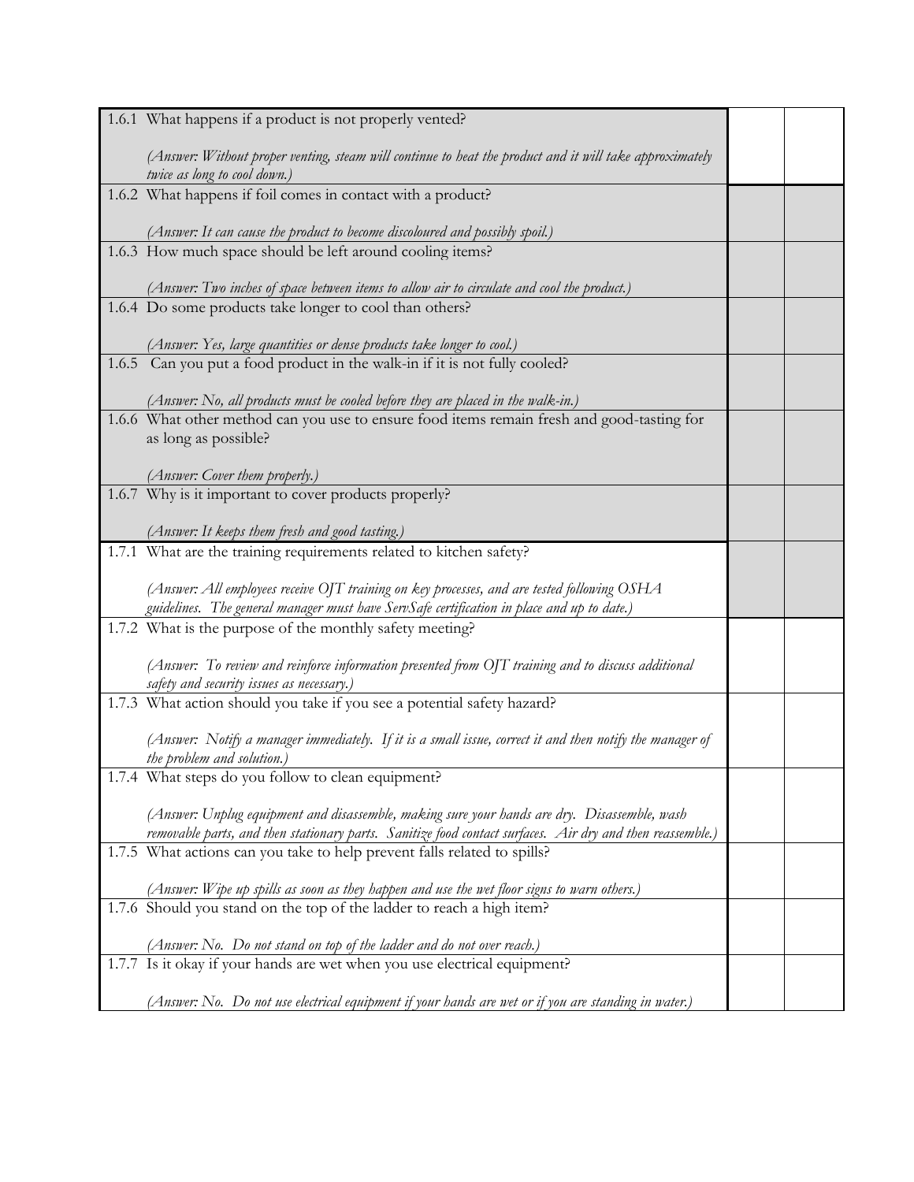| Question | | |
|---|---|---|
| 1.6.1 What happens if a product is not properly vented?<br><br>*(Answer: Without proper venting, steam will continue to heat the product and it will take approximately twice as long to cool down.)* | | |
| 1.6.2 What happens if foil comes in contact with a product?<br><br>*(Answer: It can cause the product to become discoloured and possibly spoil.)* | | |
| 1.6.3 How much space should be left around cooling items?<br><br>*(Answer: Two inches of space between items to allow air to circulate and cool the product.)* | | |
| 1.6.4 Do some products take longer to cool than others?<br><br>*(Answer: Yes, large quantities or dense products take longer to cool.)* | | |
| 1.6.5 Can you put a food product in the walk-in if it is not fully cooled?<br><br>*(Answer: No, all products must be cooled before they are placed in the walk-in.)* | | |
| 1.6.6 What other method can you use to ensure food items remain fresh and good-tasting for as long as possible?<br><br>*(Answer: Cover them properly.)* | | |
| 1.6.7 Why is it important to cover products properly?<br><br>*(Answer: It keeps them fresh and good tasting.)* | | |
| 1.7.1 What are the training requirements related to kitchen safety?<br><br>*(Answer: All employees receive OJT training on key processes, and are tested following OSHA guidelines. The general manager must have ServSafe certification in place and up to date.)* | | |
| 1.7.2 What is the purpose of the monthly safety meeting?<br><br>*(Answer: To review and reinforce information presented from OJT training and to discuss additional safety and security issues as necessary.)* | | |
| 1.7.3 What action should you take if you see a potential safety hazard?<br><br>*(Answer: Notify a manager immediately. If it is a small issue, correct it and then notify the manager of the problem and solution.)* | | |
| 1.7.4 What steps do you follow to clean equipment?<br><br>*(Answer: Unplug equipment and disassemble, making sure your hands are dry. Disassemble, wash removable parts, and then stationary parts. Sanitize food contact surfaces. Air dry and then reassemble.)* | | |
| 1.7.5 What actions can you take to help prevent falls related to spills?<br><br>*(Answer: Wipe up spills as soon as they happen and use the wet floor signs to warn others.)* | | |
| 1.7.6 Should you stand on the top of the ladder to reach a high item?<br><br>*(Answer: No. Do not stand on top of the ladder and do not over reach.)* | | |
| 1.7.7 Is it okay if your hands are wet when you use electrical equipment?<br><br>*(Answer: No. Do not use electrical equipment if your hands are wet or if you are standing in water.)* | | |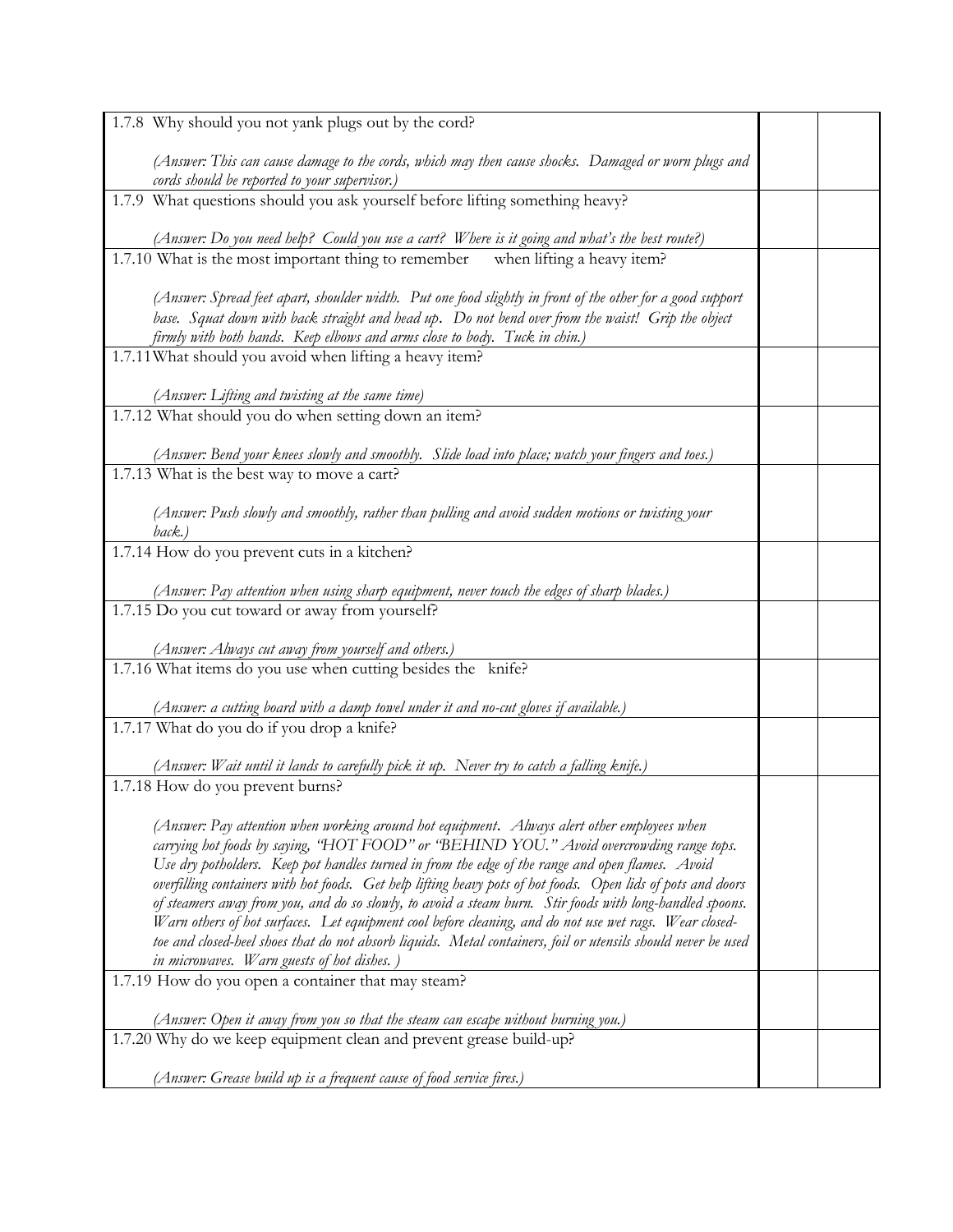| | | |
|---|---|---|
| 1.7.8 Why should you not yank plugs out by the cord?<br><br>*(Answer: This can cause damage to the cords, which may then cause shocks. Damaged or worn plugs and cords should be reported to your supervisor.)* | | |
| 1.7.9 What questions should you ask yourself before lifting something heavy?<br><br>*(Answer: Do you need help? Could you use a cart? Where is it going and what's the best route?)* | | |
| 1.7.10 What is the most important thing to remember when lifting a heavy item?<br><br>*(Answer: Spread feet apart, shoulder width. Put one food slightly in front of the other for a good support base. Squat down with back straight and head up. Do not bend over from the waist! Grip the object firmly with both hands. Keep elbows and arms close to body. Tuck in chin.)* | | |
| 1.7.11 What should you avoid when lifting a heavy item?<br><br>*(Answer: Lifting and twisting at the same time)* | | |
| 1.7.12 What should you do when setting down an item?<br><br>*(Answer: Bend your knees slowly and smoothly. Slide load into place; watch your fingers and toes.)* | | |
| 1.7.13 What is the best way to move a cart?<br><br>*(Answer: Push slowly and smoothly, rather than pulling and avoid sudden motions or twisting your back.)* | | |
| 1.7.14 How do you prevent cuts in a kitchen?<br><br>*(Answer: Pay attention when using sharp equipment, never touch the edges of sharp blades.)* | | |
| 1.7.15 Do you cut toward or away from yourself?<br><br>*(Answer: Always cut away from yourself and others.)* | | |
| 1.7.16 What items do you use when cutting besides the knife?<br><br>*(Answer: a cutting board with a damp towel under it and no-cut gloves if available.)* | | |
| 1.7.17 What do you do if you drop a knife?<br><br>*(Answer: Wait until it lands to carefully pick it up. Never try to catch a falling knife.)* | | |
| 1.7.18 How do you prevent burns?<br><br>*(Answer: Pay attention when working around hot equipment. Always alert other employees when carrying hot foods by saying, "HOT FOOD" or "BEHIND YOU." Avoid overcrowding range tops. Use dry potholders. Keep pot handles turned in from the edge of the range and open flames. Avoid overfilling containers with hot foods. Get help lifting heavy pots of hot foods. Open lids of pots and doors of steamers away from you, and do so slowly, to avoid a steam burn. Stir foods with long-handled spoons. Warn others of hot surfaces. Let equipment cool before cleaning, and do not use wet rags. Wear closed-toe and closed-heel shoes that do not absorb liquids. Metal containers, foil or utensils should never be used in microwaves. Warn guests of hot dishes. )* | | |
| 1.7.19 How do you open a container that may steam?<br><br>*(Answer: Open it away from you so that the steam can escape without burning you.)* | | |
| 1.7.20 Why do we keep equipment clean and prevent grease build-up?<br><br>*(Answer: Grease build up is a frequent cause of food service fires.)* | | |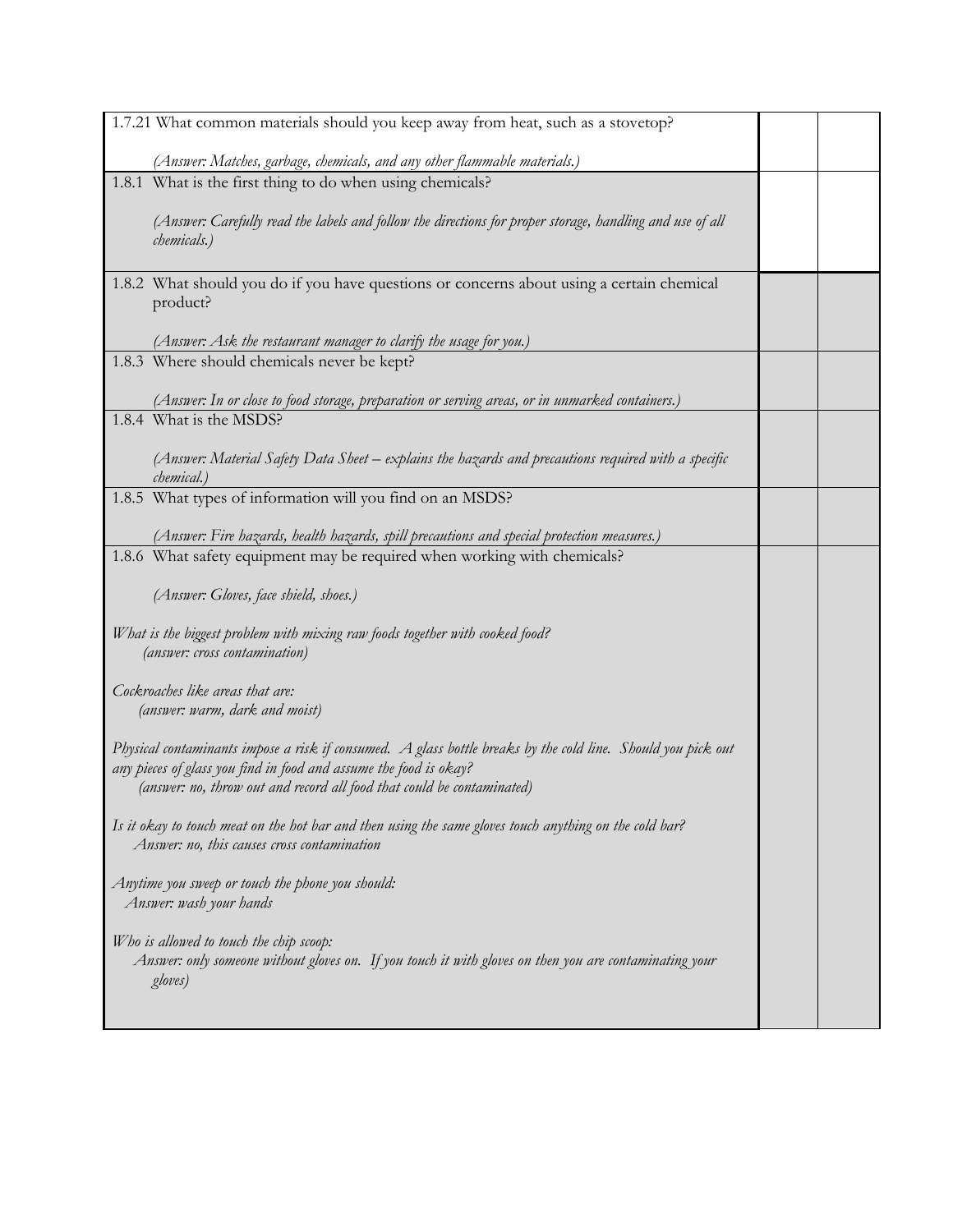| | | |
|---|---|---|
| 1.7.21 What common materials should you keep away from heat, such as a stovetop?<br><br>*(Answer: Matches, garbage, chemicals, and any other flammable materials.)* | | |
| 1.8.1 What is the first thing to do when using chemicals?<br><br>*(Answer: Carefully read the labels and follow the directions for proper storage, handling and use of all chemicals.)* | | |
| 1.8.2 What should you do if you have questions or concerns about using a certain chemical product?<br><br>*(Answer: Ask the restaurant manager to clarify the usage for you.)* | | |
| 1.8.3 Where should chemicals never be kept?<br><br>*(Answer: In or close to food storage, preparation or serving areas, or in unmarked containers.)* | | |
| 1.8.4 What is the MSDS?<br><br>*(Answer: Material Safety Data Sheet – explains the hazards and precautions required with a specific chemical.)* | | |
| 1.8.5 What types of information will you find on an MSDS?<br><br>*(Answer: Fire hazards, health hazards, spill precautions and special protection measures.)* | | |
| 1.8.6 What safety equipment may be required when working with chemicals?<br><br>*(Answer: Gloves, face shield, shoes.)*<br><br>*What is the biggest problem with mixing raw foods together with cooked food?*<br>*(answer: cross contamination)*<br><br>*Cockroaches like areas that are:*<br>*(answer: warm, dark and moist)*<br><br>*Physical contaminants impose a risk if consumed. A glass bottle breaks by the cold line. Should you pick out any pieces of glass you find in food and assume the food is okay?*<br>*(answer: no, throw out and record all food that could be contaminated)*<br><br>*Is it okay to touch meat on the hot bar and then using the same gloves touch anything on the cold bar?*<br>*Answer: no, this causes cross contamination*<br><br>*Anytime you sweep or touch the phone you should:*<br>*Answer: wash your hands*<br><br>*Who is allowed to touch the chip scoop:*<br>*Answer: only someone without gloves on. If you touch it with gloves on then you are contaminating your gloves)* | | |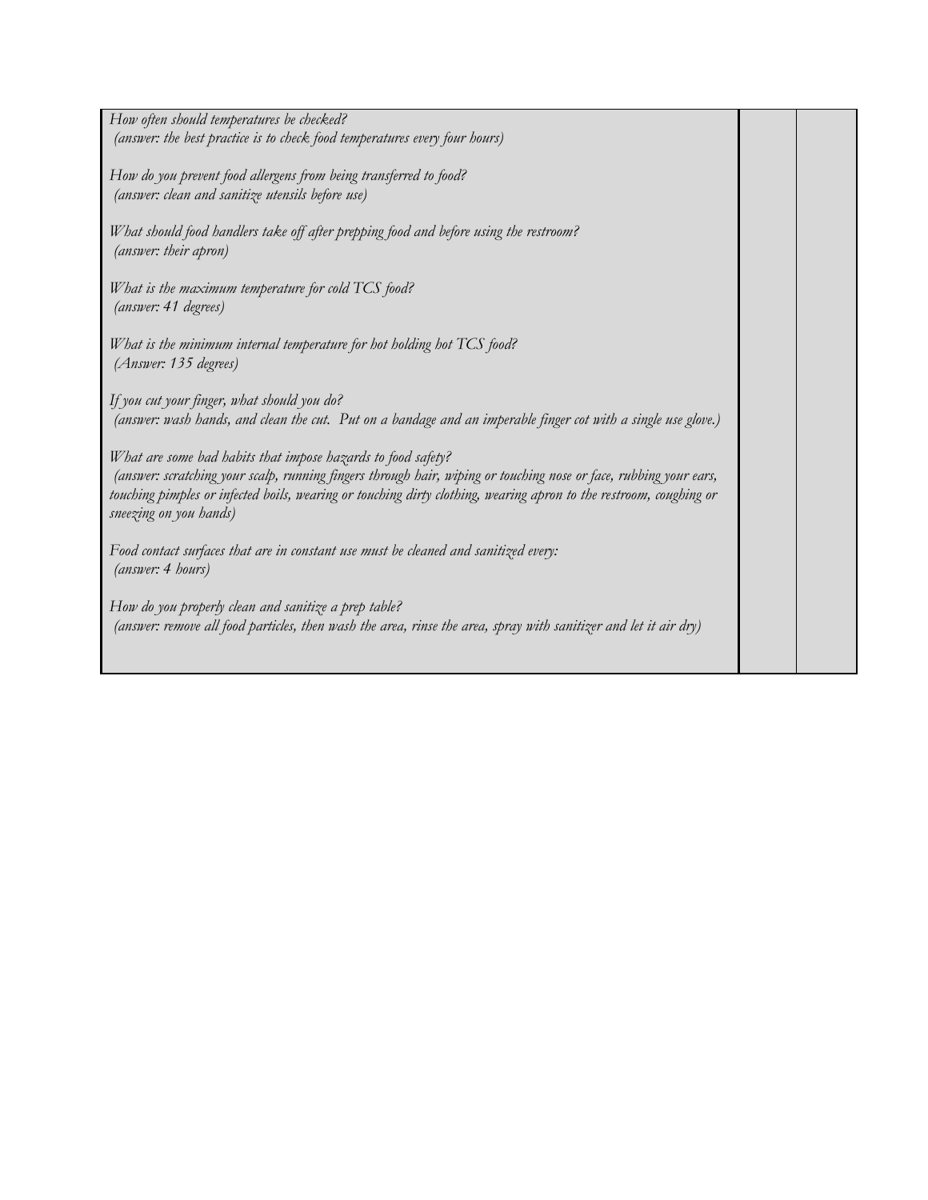| | | |
|---|---|---|
| *How often should temperatures be checked?*<br>*(answer: the best practice is to check food temperatures every four hours)*<br><br>*How do you prevent food allergens from being transferred to food?*<br>*(answer: clean and sanitize utensils before use)*<br><br>*What should food handlers take off after prepping food and before using the restroom?*<br>*(answer: their apron)*<br><br>*What is the maximum temperature for cold TCS food?*<br>*(answer: 41 degrees)*<br><br>*What is the minimum internal temperature for hot holding hot TCS food?*<br>*(Answer: 135 degrees)*<br><br>*If you cut your finger, what should you do?*<br>*(answer: wash hands, and clean the cut. Put on a bandage and an imperable finger cot with a single use glove.)*<br><br>*What are some bad habits that impose hazards to food safety?*<br>*(answer: scratching your scalp, running fingers through hair, wiping or touching nose or face, rubbing your ears, touching pimples or infected boils, wearing or touching dirty clothing, wearing apron to the restroom, coughing or sneezing on you hands)*<br><br>*Food contact surfaces that are in constant use must be cleaned and sanitized every:*<br>*(answer: 4 hours)*<br><br>*How do you properly clean and sanitize a prep table?*<br>*(answer: remove all food particles, then wash the area, rinse the area, spray with sanitizer and let it air dry)* | | |